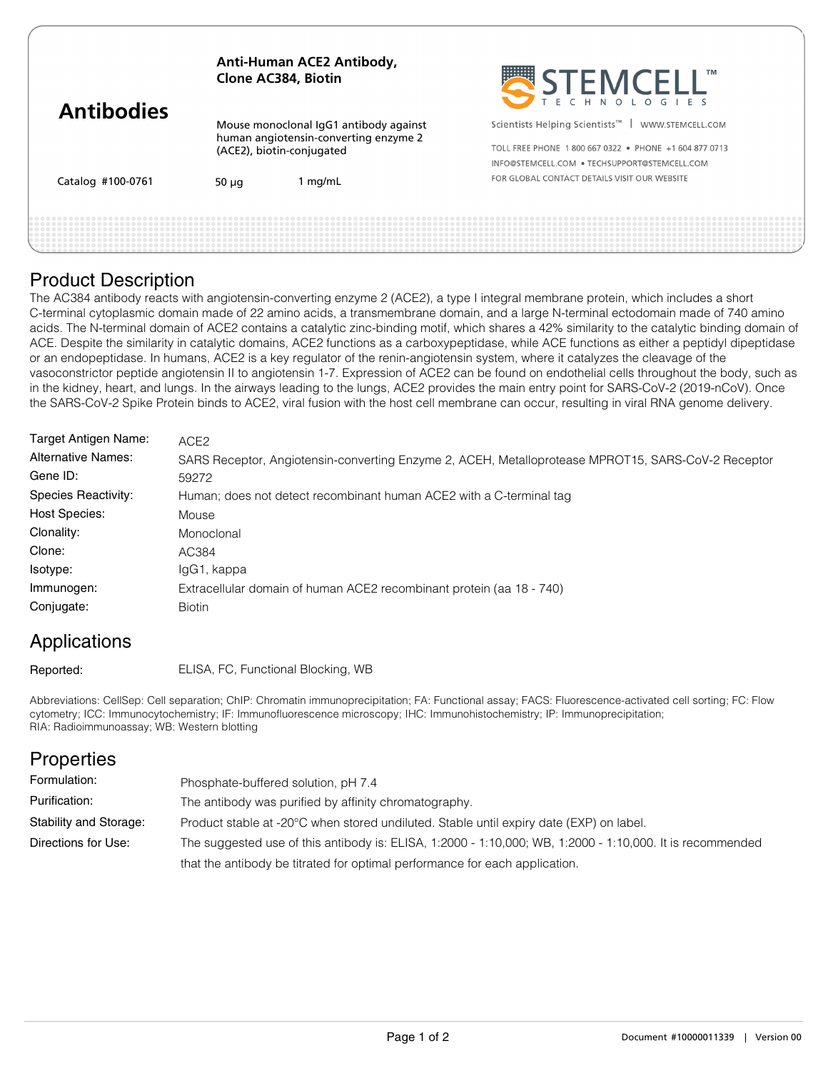**Anti-Human ACE2 Antibody, Clone AC384, Biotin**

# Antibodies

Mouse monoclonal IgG1 antibody against human angiotensin-converting enzyme 2 (ACE2), biotin-conjugated

Catalog #100-0761 50 µg 1 mg/mL

STEMCELL™ TECHNOLOGIES

Scientists Helping Scientists™ | WWW.STEMCELL.COM

TOLL FREE PHONE 1 800 667 0322 • PHONE +1 604 877 0713

INFO@STEMCELL.COM • TECHSUPPORT@STEMCELL.COM

FOR GLOBAL CONTACT DETAILS VISIT OUR WEBSITE

## Product Description

The AC384 antibody reacts with angiotensin-converting enzyme 2 (ACE2), a type I integral membrane protein, which includes a short C-terminal cytoplasmic domain made of 22 amino acids, a transmembrane domain, and a large N-terminal ectodomain made of 740 amino acids. The N-terminal domain of ACE2 contains a catalytic zinc-binding motif, which shares a 42% similarity to the catalytic binding domain of ACE. Despite the similarity in catalytic domains, ACE2 functions as a carboxypeptidase, while ACE functions as either a peptidyl dipeptidase or an endopeptidase. In humans, ACE2 is a key regulator of the renin-angiotensin system, where it catalyzes the cleavage of the vasoconstrictor peptide angiotensin II to angiotensin 1-7. Expression of ACE2 can be found on endothelial cells throughout the body, such as in the kidney, heart, and lungs. In the airways leading to the lungs, ACE2 provides the main entry point for SARS-CoV-2 (2019-nCoV). Once the SARS-CoV-2 Spike Protein binds to ACE2, viral fusion with the host cell membrane can occur, resulting in viral RNA genome delivery.

| | |
|---|---|
| Target Antigen Name: | ACE2 |
| Alternative Names: | SARS Receptor, Angiotensin-converting Enzyme 2, ACEH, Metalloprotease MPROT15, SARS-CoV-2 Receptor |
| Gene ID: | 59272 |
| Species Reactivity: | Human; does not detect recombinant human ACE2 with a C-terminal tag |
| Host Species: | Mouse |
| Clonality: | Monoclonal |
| Clone: | AC384 |
| Isotype: | IgG1, kappa |
| Immunogen: | Extracellular domain of human ACE2 recombinant protein (aa 18 - 740) |
| Conjugate: | Biotin |

## Applications

Reported: ELISA, FC, Functional Blocking, WB

Abbreviations: CellSep: Cell separation; ChIP: Chromatin immunoprecipitation; FA: Functional assay; FACS: Fluorescence-activated cell sorting; FC: Flow cytometry; ICC: Immunocytochemistry; IF: Immunofluorescence microscopy; IHC: Immunohistochemistry; IP: Immunoprecipitation; RIA: Radioimmunoassay; WB: Western blotting

## Properties

| | |
|---|---|
| Formulation: | Phosphate-buffered solution, pH 7.4 |
| Purification: | The antibody was purified by affinity chromatography. |
| Stability and Storage: | Product stable at -20°C when stored undiluted. Stable until expiry date (EXP) on label. |
| Directions for Use: | The suggested use of this antibody is: ELISA, 1:2000 - 1:10,000; WB, 1:2000 - 1:10,000. It is recommended that the antibody be titrated for optimal performance for each application. |

Document #10000011339 | Version 00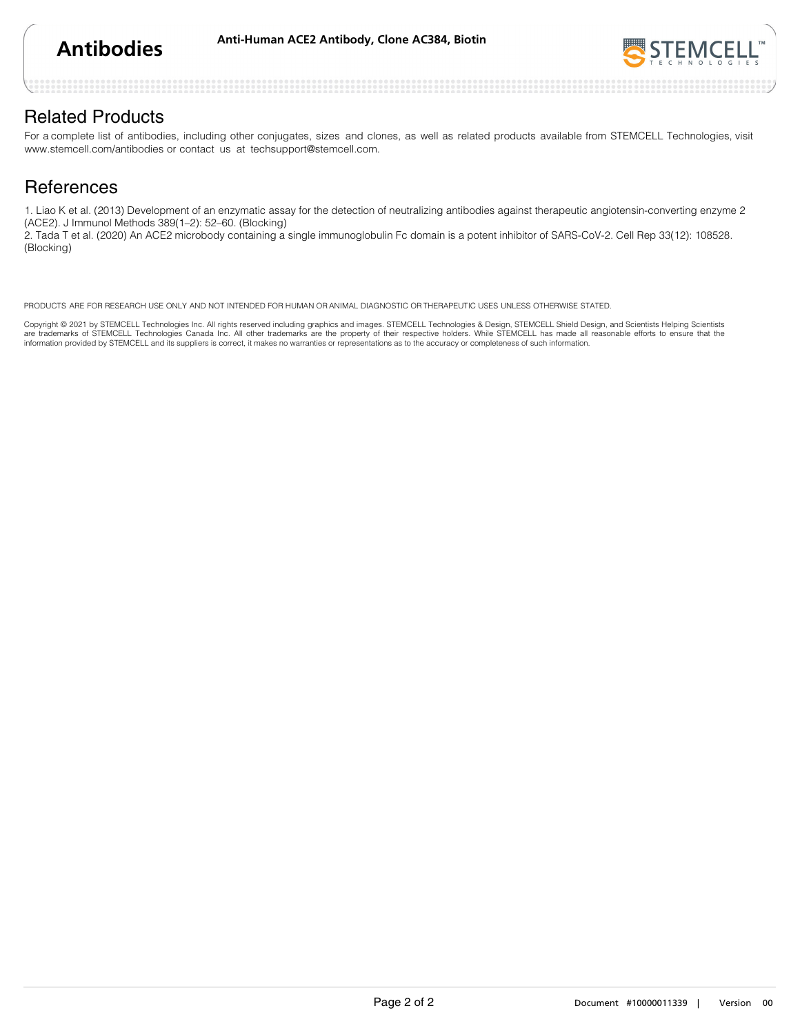## Related Products

For a complete list of antibodies, including other conjugates, sizes and clones, as well as related products available from STEMCELL Technologies, visit www.stemcell.com/antibodies or contact us at techsupport@stemcell.com.

## References

1. Liao K et al. (2013) Development of an enzymatic assay for the detection of neutralizing antibodies against therapeutic angiotensin-converting enzyme 2 (ACE2). J Immunol Methods 389(1–2): 52–60. (Blocking)
2. Tada T et al. (2020) An ACE2 microbody containing a single immunoglobulin Fc domain is a potent inhibitor of SARS-CoV-2. Cell Rep 33(12): 108528. (Blocking)

PRODUCTS ARE FOR RESEARCH USE ONLY AND NOT INTENDED FOR HUMAN OR ANIMAL DIAGNOSTIC OR THERAPEUTIC USES UNLESS OTHERWISE STATED.

Copyright © 2021 by STEMCELL Technologies Inc. All rights reserved including graphics and images. STEMCELL Technologies & Design, STEMCELL Shield Design, and Scientists Helping Scientists are trademarks of STEMCELL Technologies Canada Inc. All other trademarks are the property of their respective holders. While STEMCELL has made all reasonable efforts to ensure that the information provided by STEMCELL and its suppliers is correct, it makes no warranties or representations as to the accuracy or completeness of such information.